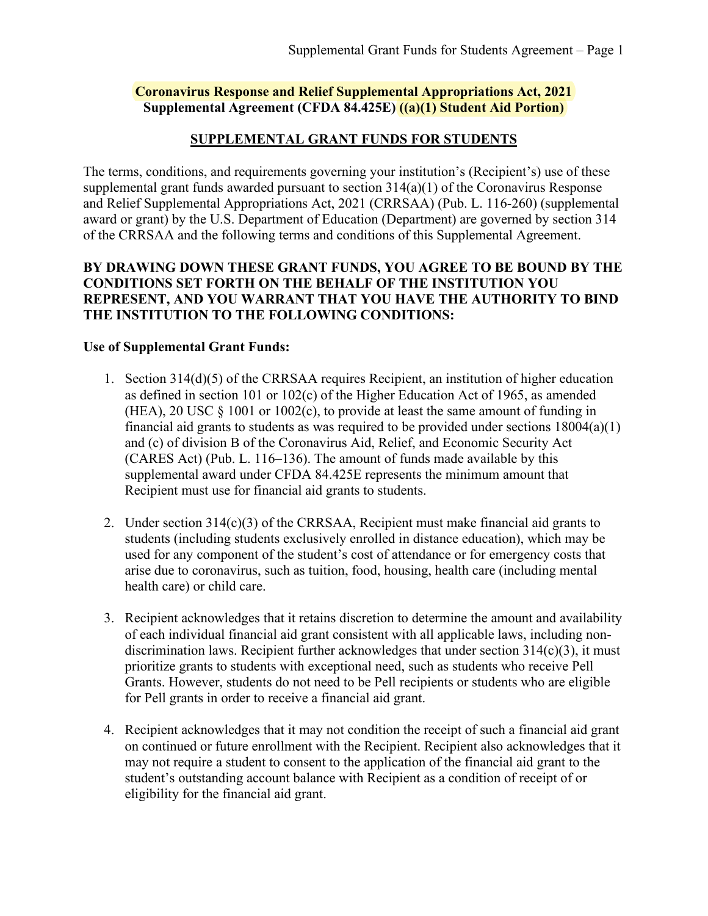**Coronavirus Response and Relief Supplemental Appropriations Act, 2021**
**Supplemental Agreement (CFDA 84.425E) ((a)(1) Student Aid Portion)**

## SUPPLEMENTAL GRANT FUNDS FOR STUDENTS

The terms, conditions, and requirements governing your institution's (Recipient's) use of these supplemental grant funds awarded pursuant to section 314(a)(1) of the Coronavirus Response and Relief Supplemental Appropriations Act, 2021 (CRRSAA) (Pub. L. 116-260) (supplemental award or grant) by the U.S. Department of Education (Department) are governed by section 314 of the CRRSAA and the following terms and conditions of this Supplemental Agreement.

**BY DRAWING DOWN THESE GRANT FUNDS, YOU AGREE TO BE BOUND BY THE CONDITIONS SET FORTH ON THE BEHALF OF THE INSTITUTION YOU REPRESENT, AND YOU WARRANT THAT YOU HAVE THE AUTHORITY TO BIND THE INSTITUTION TO THE FOLLOWING CONDITIONS:**

**Use of Supplemental Grant Funds:**

1. Section 314(d)(5) of the CRRSAA requires Recipient, an institution of higher education as defined in section 101 or 102(c) of the Higher Education Act of 1965, as amended (HEA), 20 USC § 1001 or 1002(c), to provide at least the same amount of funding in financial aid grants to students as was required to be provided under sections 18004(a)(1) and (c) of division B of the Coronavirus Aid, Relief, and Economic Security Act (CARES Act) (Pub. L. 116–136). The amount of funds made available by this supplemental award under CFDA 84.425E represents the minimum amount that Recipient must use for financial aid grants to students.

2. Under section 314(c)(3) of the CRRSAA, Recipient must make financial aid grants to students (including students exclusively enrolled in distance education), which may be used for any component of the student's cost of attendance or for emergency costs that arise due to coronavirus, such as tuition, food, housing, health care (including mental health care) or child care.

3. Recipient acknowledges that it retains discretion to determine the amount and availability of each individual financial aid grant consistent with all applicable laws, including non-discrimination laws. Recipient further acknowledges that under section 314(c)(3), it must prioritize grants to students with exceptional need, such as students who receive Pell Grants. However, students do not need to be Pell recipients or students who are eligible for Pell grants in order to receive a financial aid grant.

4. Recipient acknowledges that it may not condition the receipt of such a financial aid grant on continued or future enrollment with the Recipient. Recipient also acknowledges that it may not require a student to consent to the application of the financial aid grant to the student's outstanding account balance with Recipient as a condition of receipt of or eligibility for the financial aid grant.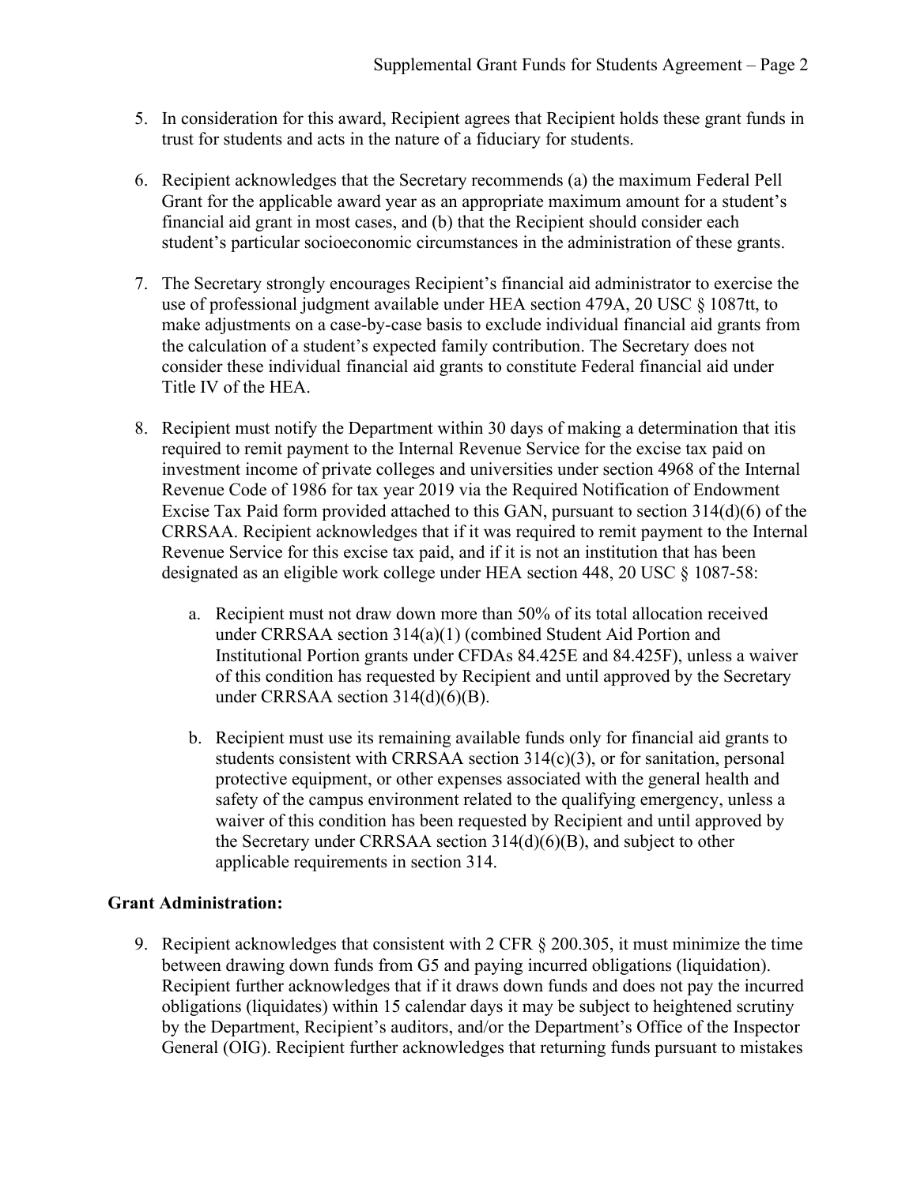5. In consideration for this award, Recipient agrees that Recipient holds these grant funds in trust for students and acts in the nature of a fiduciary for students.

6. Recipient acknowledges that the Secretary recommends (a) the maximum Federal Pell Grant for the applicable award year as an appropriate maximum amount for a student's financial aid grant in most cases, and (b) that the Recipient should consider each student's particular socioeconomic circumstances in the administration of these grants.

7. The Secretary strongly encourages Recipient's financial aid administrator to exercise the use of professional judgment available under HEA section 479A, 20 USC § 1087tt, to make adjustments on a case-by-case basis to exclude individual financial aid grants from the calculation of a student's expected family contribution. The Secretary does not consider these individual financial aid grants to constitute Federal financial aid under Title IV of the HEA.

8. Recipient must notify the Department within 30 days of making a determination that itis required to remit payment to the Internal Revenue Service for the excise tax paid on investment income of private colleges and universities under section 4968 of the Internal Revenue Code of 1986 for tax year 2019 via the Required Notification of Endowment Excise Tax Paid form provided attached to this GAN, pursuant to section 314(d)(6) of the CRRSAA. Recipient acknowledges that if it was required to remit payment to the Internal Revenue Service for this excise tax paid, and if it is not an institution that has been designated as an eligible work college under HEA section 448, 20 USC § 1087-58:

    a. Recipient must not draw down more than 50% of its total allocation received under CRRSAA section 314(a)(1) (combined Student Aid Portion and Institutional Portion grants under CFDAs 84.425E and 84.425F), unless a waiver of this condition has requested by Recipient and until approved by the Secretary under CRRSAA section 314(d)(6)(B).

    b. Recipient must use its remaining available funds only for financial aid grants to students consistent with CRRSAA section 314(c)(3), or for sanitation, personal protective equipment, or other expenses associated with the general health and safety of the campus environment related to the qualifying emergency, unless a waiver of this condition has been requested by Recipient and until approved by the Secretary under CRRSAA section 314(d)(6)(B), and subject to other applicable requirements in section 314.

**Grant Administration:**

9. Recipient acknowledges that consistent with 2 CFR § 200.305, it must minimize the time between drawing down funds from G5 and paying incurred obligations (liquidation). Recipient further acknowledges that if it draws down funds and does not pay the incurred obligations (liquidates) within 15 calendar days it may be subject to heightened scrutiny by the Department, Recipient's auditors, and/or the Department's Office of the Inspector General (OIG). Recipient further acknowledges that returning funds pursuant to mistakes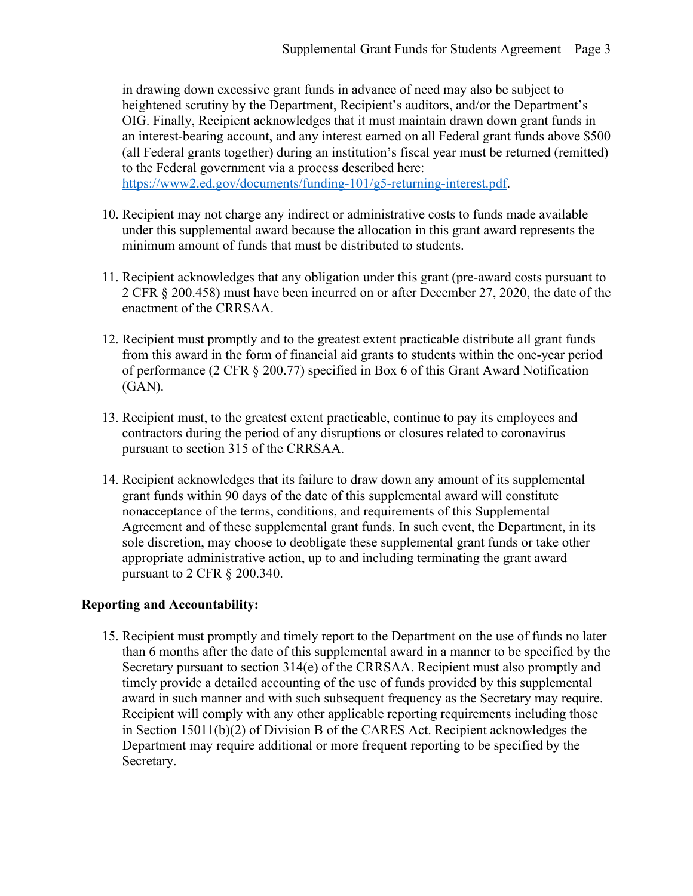in drawing down excessive grant funds in advance of need may also be subject to heightened scrutiny by the Department, Recipient's auditors, and/or the Department's OIG. Finally, Recipient acknowledges that it must maintain drawn down grant funds in an interest-bearing account, and any interest earned on all Federal grant funds above $500 (all Federal grants together) during an institution's fiscal year must be returned (remitted) to the Federal government via a process described here: [https://www2.ed.gov/documents/funding-101/g5-returning-interest.pdf](https://www2.ed.gov/documents/funding-101/g5-returning-interest.pdf).

10. Recipient may not charge any indirect or administrative costs to funds made available under this supplemental award because the allocation in this grant award represents the minimum amount of funds that must be distributed to students.

11. Recipient acknowledges that any obligation under this grant (pre-award costs pursuant to 2 CFR § 200.458) must have been incurred on or after December 27, 2020, the date of the enactment of the CRRSAA.

12. Recipient must promptly and to the greatest extent practicable distribute all grant funds from this award in the form of financial aid grants to students within the one-year period of performance (2 CFR § 200.77) specified in Box 6 of this Grant Award Notification (GAN).

13. Recipient must, to the greatest extent practicable, continue to pay its employees and contractors during the period of any disruptions or closures related to coronavirus pursuant to section 315 of the CRRSAA.

14. Recipient acknowledges that its failure to draw down any amount of its supplemental grant funds within 90 days of the date of this supplemental award will constitute nonacceptance of the terms, conditions, and requirements of this Supplemental Agreement and of these supplemental grant funds. In such event, the Department, in its sole discretion, may choose to deobligate these supplemental grant funds or take other appropriate administrative action, up to and including terminating the grant award pursuant to 2 CFR § 200.340.

**Reporting and Accountability:**

15. Recipient must promptly and timely report to the Department on the use of funds no later than 6 months after the date of this supplemental award in a manner to be specified by the Secretary pursuant to section 314(e) of the CRRSAA. Recipient must also promptly and timely provide a detailed accounting of the use of funds provided by this supplemental award in such manner and with such subsequent frequency as the Secretary may require. Recipient will comply with any other applicable reporting requirements including those in Section 15011(b)(2) of Division B of the CARES Act. Recipient acknowledges the Department may require additional or more frequent reporting to be specified by the Secretary.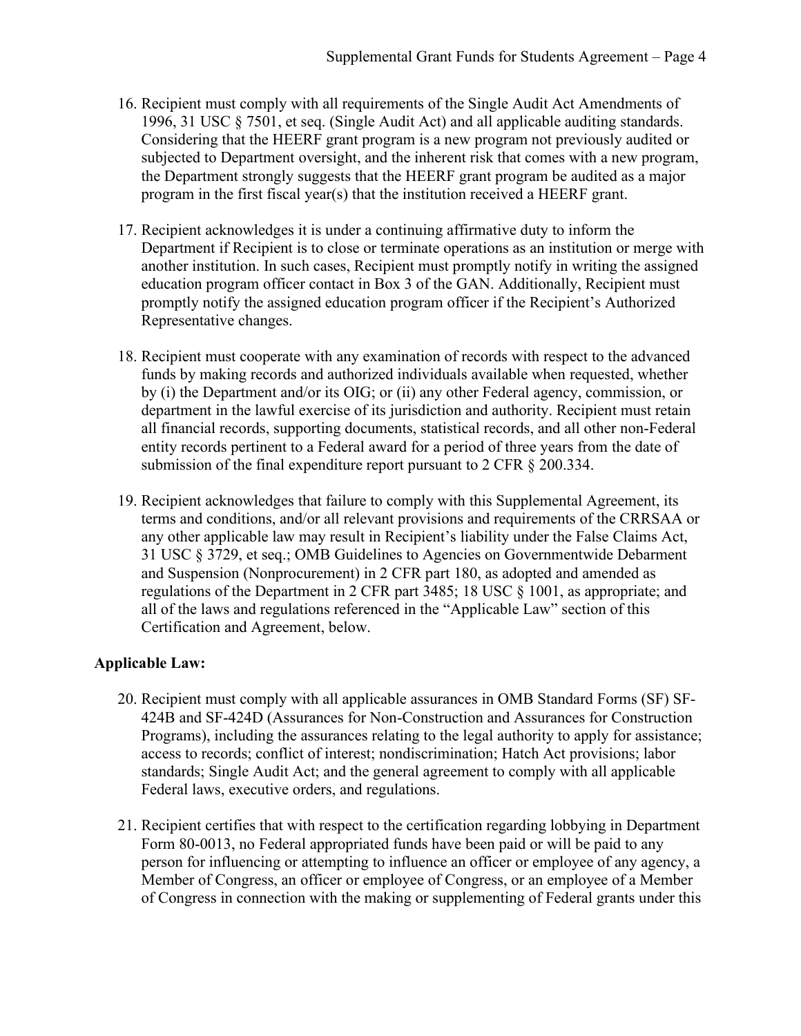16. Recipient must comply with all requirements of the Single Audit Act Amendments of 1996, 31 USC § 7501, et seq. (Single Audit Act) and all applicable auditing standards. Considering that the HEERF grant program is a new program not previously audited or subjected to Department oversight, and the inherent risk that comes with a new program, the Department strongly suggests that the HEERF grant program be audited as a major program in the first fiscal year(s) that the institution received a HEERF grant.

17. Recipient acknowledges it is under a continuing affirmative duty to inform the Department if Recipient is to close or terminate operations as an institution or merge with another institution. In such cases, Recipient must promptly notify in writing the assigned education program officer contact in Box 3 of the GAN. Additionally, Recipient must promptly notify the assigned education program officer if the Recipient's Authorized Representative changes.

18. Recipient must cooperate with any examination of records with respect to the advanced funds by making records and authorized individuals available when requested, whether by (i) the Department and/or its OIG; or (ii) any other Federal agency, commission, or department in the lawful exercise of its jurisdiction and authority. Recipient must retain all financial records, supporting documents, statistical records, and all other non-Federal entity records pertinent to a Federal award for a period of three years from the date of submission of the final expenditure report pursuant to 2 CFR § 200.334.

19. Recipient acknowledges that failure to comply with this Supplemental Agreement, its terms and conditions, and/or all relevant provisions and requirements of the CRRSAA or any other applicable law may result in Recipient's liability under the False Claims Act, 31 USC § 3729, et seq.; OMB Guidelines to Agencies on Governmentwide Debarment and Suspension (Nonprocurement) in 2 CFR part 180, as adopted and amended as regulations of the Department in 2 CFR part 3485; 18 USC § 1001, as appropriate; and all of the laws and regulations referenced in the "Applicable Law" section of this Certification and Agreement, below.

**Applicable Law:**

20. Recipient must comply with all applicable assurances in OMB Standard Forms (SF) SF-424B and SF-424D (Assurances for Non-Construction and Assurances for Construction Programs), including the assurances relating to the legal authority to apply for assistance; access to records; conflict of interest; nondiscrimination; Hatch Act provisions; labor standards; Single Audit Act; and the general agreement to comply with all applicable Federal laws, executive orders, and regulations.

21. Recipient certifies that with respect to the certification regarding lobbying in Department Form 80-0013, no Federal appropriated funds have been paid or will be paid to any person for influencing or attempting to influence an officer or employee of any agency, a Member of Congress, an officer or employee of Congress, or an employee of a Member of Congress in connection with the making or supplementing of Federal grants under this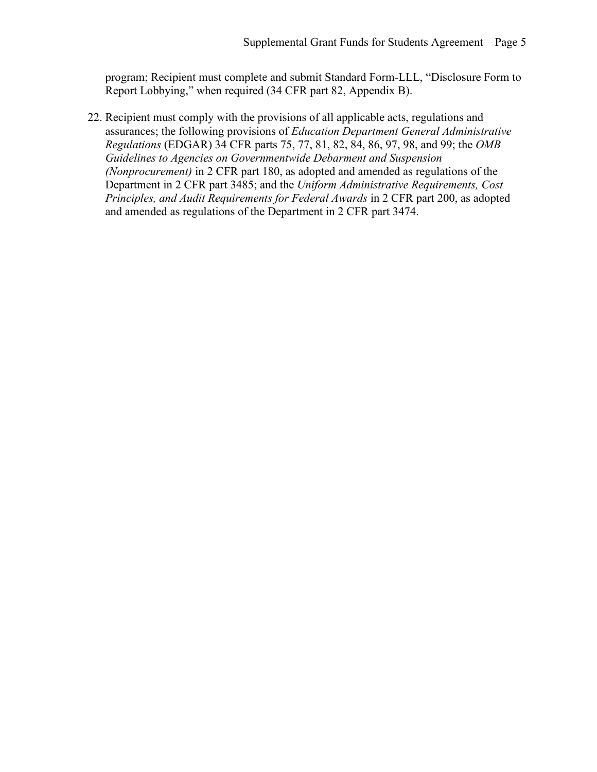program; Recipient must complete and submit Standard Form-LLL, "Disclosure Form to Report Lobbying," when required (34 CFR part 82, Appendix B).

22. Recipient must comply with the provisions of all applicable acts, regulations and assurances; the following provisions of *Education Department General Administrative Regulations* (EDGAR) 34 CFR parts 75, 77, 81, 82, 84, 86, 97, 98, and 99; the *OMB Guidelines to Agencies on Governmentwide Debarment and Suspension (Nonprocurement)* in 2 CFR part 180, as adopted and amended as regulations of the Department in 2 CFR part 3485; and the *Uniform Administrative Requirements, Cost Principles, and Audit Requirements for Federal Awards* in 2 CFR part 200, as adopted and amended as regulations of the Department in 2 CFR part 3474.